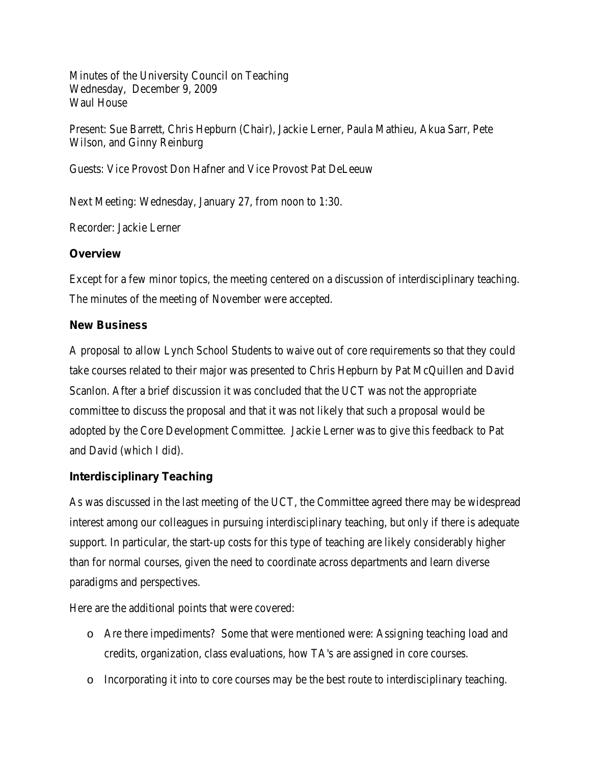Minutes of the University Council on Teaching
Wednesday, December 9, 2009
Waul House

Present: Sue Barrett, Chris Hepburn (Chair), Jackie Lerner, Paula Mathieu, Akua Sarr, Pete Wilson, and Ginny Reinburg

Guests: Vice Provost Don Hafner and Vice Provost Pat DeLeeuw

Next Meeting: Wednesday, January 27, from noon to 1:30.

Recorder: Jackie Lerner

**Overview**

Except for a few minor topics, the meeting centered on a discussion of interdisciplinary teaching. The minutes of the meeting of November were accepted.

**New Business**

A proposal to allow Lynch School Students to waive out of core requirements so that they could take courses related to their major was presented to Chris Hepburn by Pat McQuillen and David Scanlon. After a brief discussion it was concluded that the UCT was not the appropriate committee to discuss the proposal and that it was not likely that such a proposal would be adopted by the Core Development Committee. Jackie Lerner was to give this feedback to Pat and David (which I did).

**Interdisciplinary Teaching**

As was discussed in the last meeting of the UCT, the Committee agreed there may be widespread interest among our colleagues in pursuing interdisciplinary teaching, but only if there is adequate support. In particular, the start-up costs for this type of teaching are likely considerably higher than for normal courses, given the need to coordinate across departments and learn diverse paradigms and perspectives.

Here are the additional points that were covered:

- Are there impediments? Some that were mentioned were: Assigning teaching load and credits, organization, class evaluations, how TA's are assigned in core courses.
- Incorporating it into to core courses may be the best route to interdisciplinary teaching.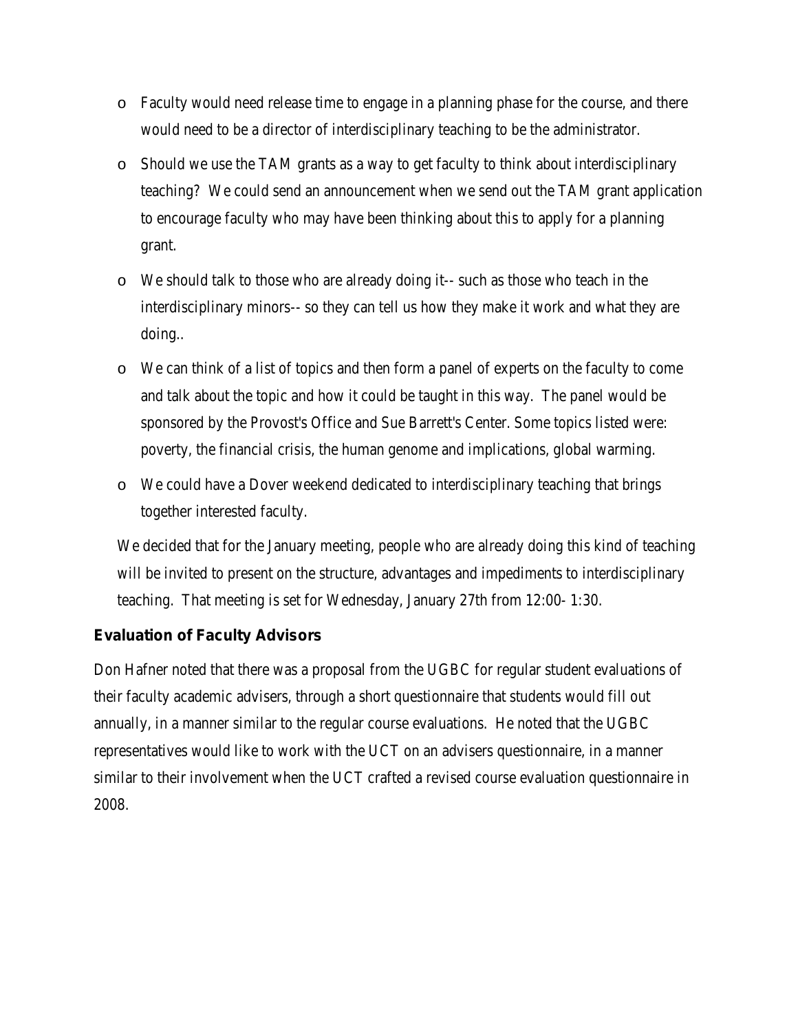- Faculty would need release time to engage in a planning phase for the course, and there would need to be a director of interdisciplinary teaching to be the administrator.
- Should we use the TAM grants as a way to get faculty to think about interdisciplinary teaching? We could send an announcement when we send out the TAM grant application to encourage faculty who may have been thinking about this to apply for a planning grant.
- We should talk to those who are already doing it-- such as those who teach in the interdisciplinary minors-- so they can tell us how they make it work and what they are doing..
- We can think of a list of topics and then form a panel of experts on the faculty to come and talk about the topic and how it could be taught in this way. The panel would be sponsored by the Provost's Office and Sue Barrett's Center. Some topics listed were: poverty, the financial crisis, the human genome and implications, global warming.
- We could have a Dover weekend dedicated to interdisciplinary teaching that brings together interested faculty.

We decided that for the January meeting, people who are already doing this kind of teaching will be invited to present on the structure, advantages and impediments to interdisciplinary teaching. That meeting is set for Wednesday, January 27th from 12:00- 1:30.

## Evaluation of Faculty Advisors

Don Hafner noted that there was a proposal from the UGBC for regular student evaluations of their faculty academic advisers, through a short questionnaire that students would fill out annually, in a manner similar to the regular course evaluations. He noted that the UGBC representatives would like to work with the UCT on an advisers questionnaire, in a manner similar to their involvement when the UCT crafted a revised course evaluation questionnaire in 2008.